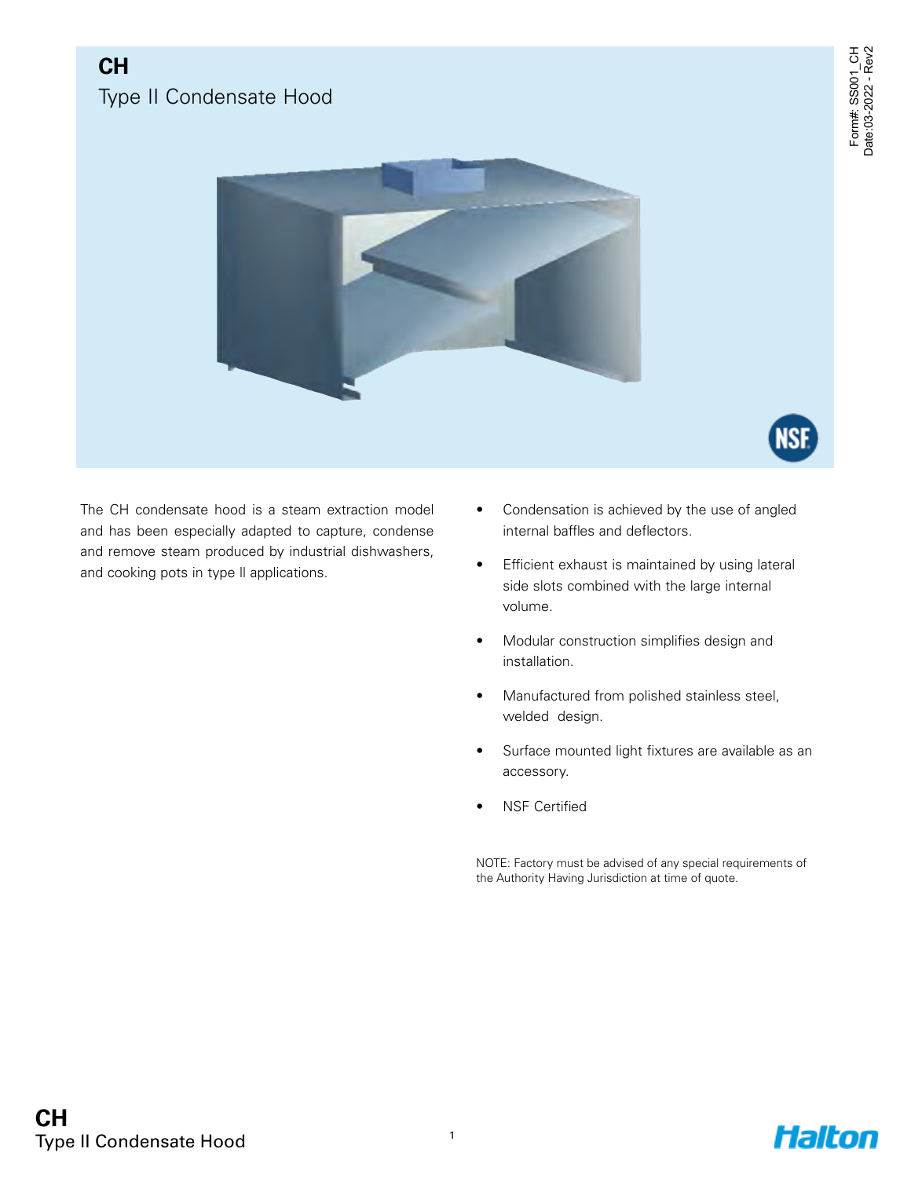# CH

## Type II Condensate Hood

The CH condensate hood is a steam extraction model and has been especially adapted to capture, condense and remove steam produced by industrial dishwashers, and cooking pots in type ll applications.

- Condensation is achieved by the use of angled internal baffles and deflectors.
- Efficient exhaust is maintained by using lateral side slots combined with the large internal volume.
- Modular construction simplifies design and installation.
- Manufactured from polished stainless steel, welded design.
- Surface mounted light fixtures are available as an accessory.
- NSF Certified

NOTE: Factory must be advised of any special requirements of the Authority Having Jurisdiction at time of quote.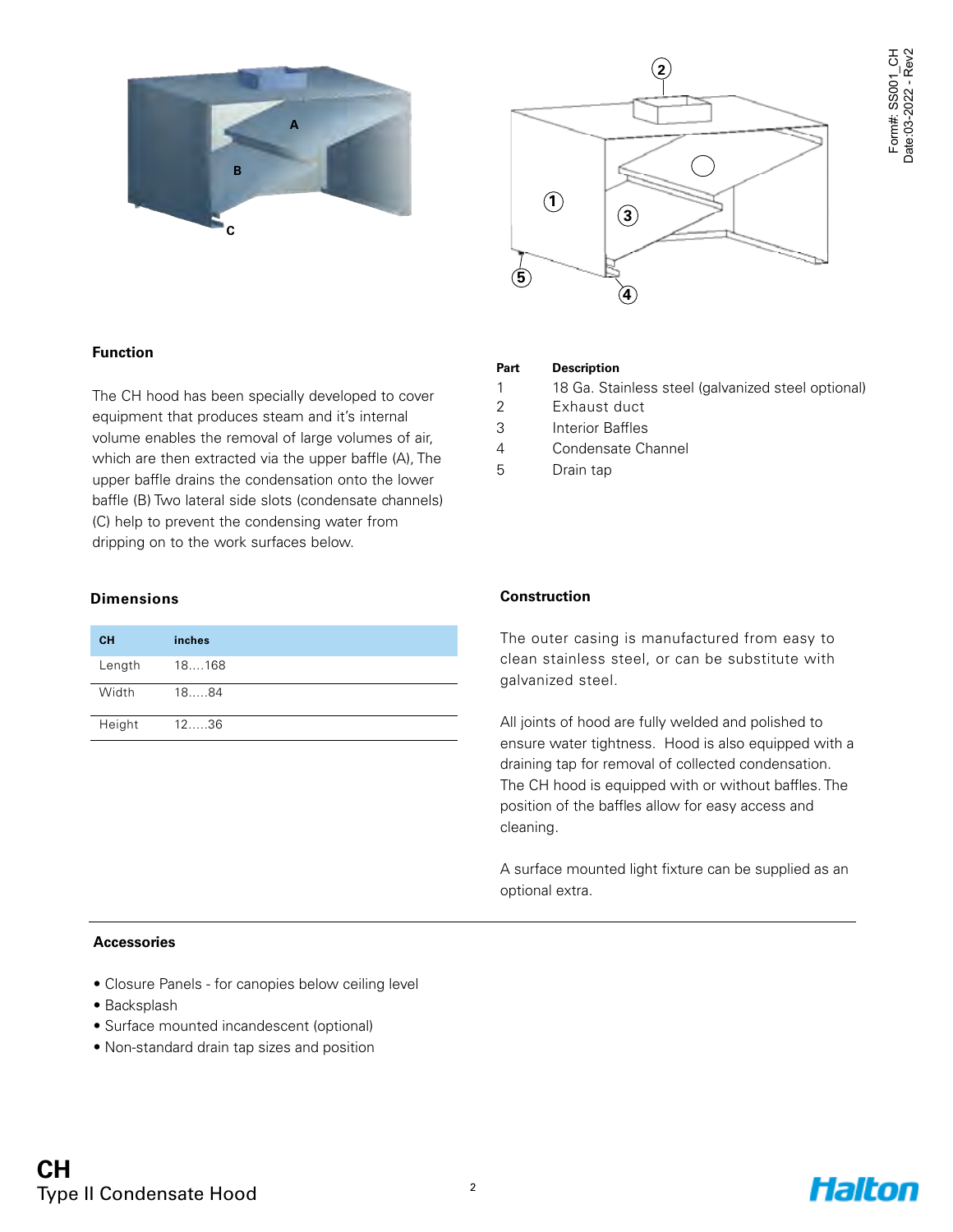## Function

The CH hood has been specially developed to cover equipment that produces steam and it's internal volume enables the removal of large volumes of air, which are then extracted via the upper baffle (A), The upper baffle drains the condensation onto the lower baffle (B) Two lateral side slots (condensate channels) (C) help to prevent the condensing water from dripping on to the work surfaces below.

| Part | Description |
|---|---|
| 1 | 18 Ga. Stainless steel (galvanized steel optional) |
| 2 | Exhaust duct |
| 3 | Interior Baffles |
| 4 | Condensate Channel |
| 5 | Drain tap |

## Dimensions

| CH | inches |
|---|---|
| Length | 18....168 |
| Width | 18.....84 |
| Height | 12.....36 |

## Construction

The outer casing is manufactured from easy to clean stainless steel, or can be substitute with galvanized steel.

All joints of hood are fully welded and polished to ensure water tightness. Hood is also equipped with a draining tap for removal of collected condensation. The CH hood is equipped with or without baffles. The position of the baffles allow for easy access and cleaning.

A surface mounted light fixture can be supplied as an optional extra.

## Accessories

- Closure Panels - for canopies below ceiling level
- Backsplash
- Surface mounted incandescent (optional)
- Non-standard drain tap sizes and position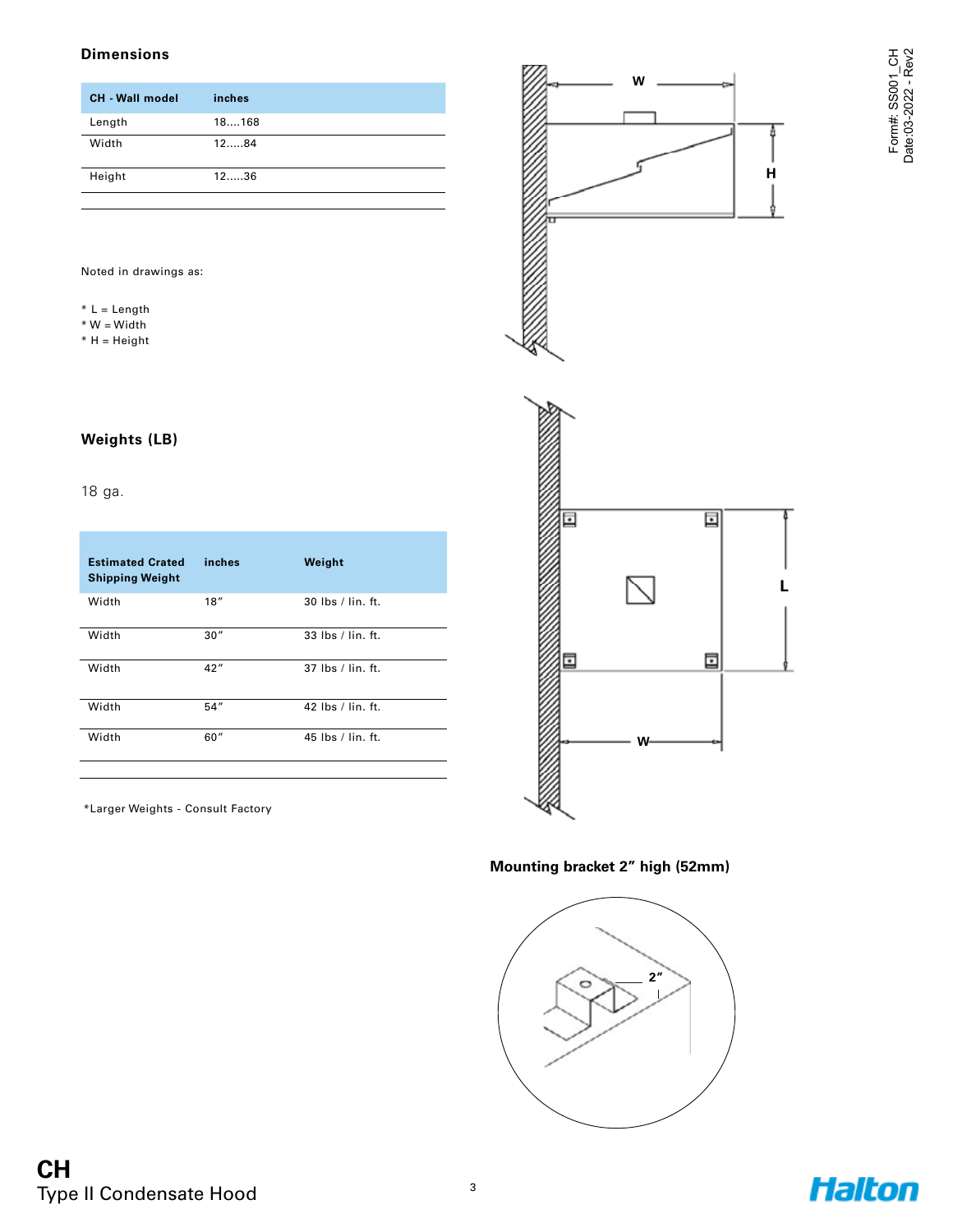## Dimensions

| CH - Wall model | inches |
|---|---|
| Length | 18....168 |
| Width | 12.....84 |
| Height | 12.....36 |

Noted in drawings as:

* L = Length
* W = Width
* H = Height

## Weights (LB)

18 ga.

| Estimated Crated Shipping Weight | inches | Weight |
|---|---|---|
| Width | 18″ | 30 lbs / lin. ft. |
| Width | 30″ | 33 lbs / lin. ft. |
| Width | 42″ | 37 lbs / lin. ft. |
| Width | 54″ | 42 lbs / lin. ft. |
| Width | 60″ | 45 lbs / lin. ft. |

*Larger Weights - Consult Factory

**Mounting bracket 2″ high (52mm)**

Form#: SS001_CH
Date:03-2022 - Rev2

**CH**
Type II Condensate Hood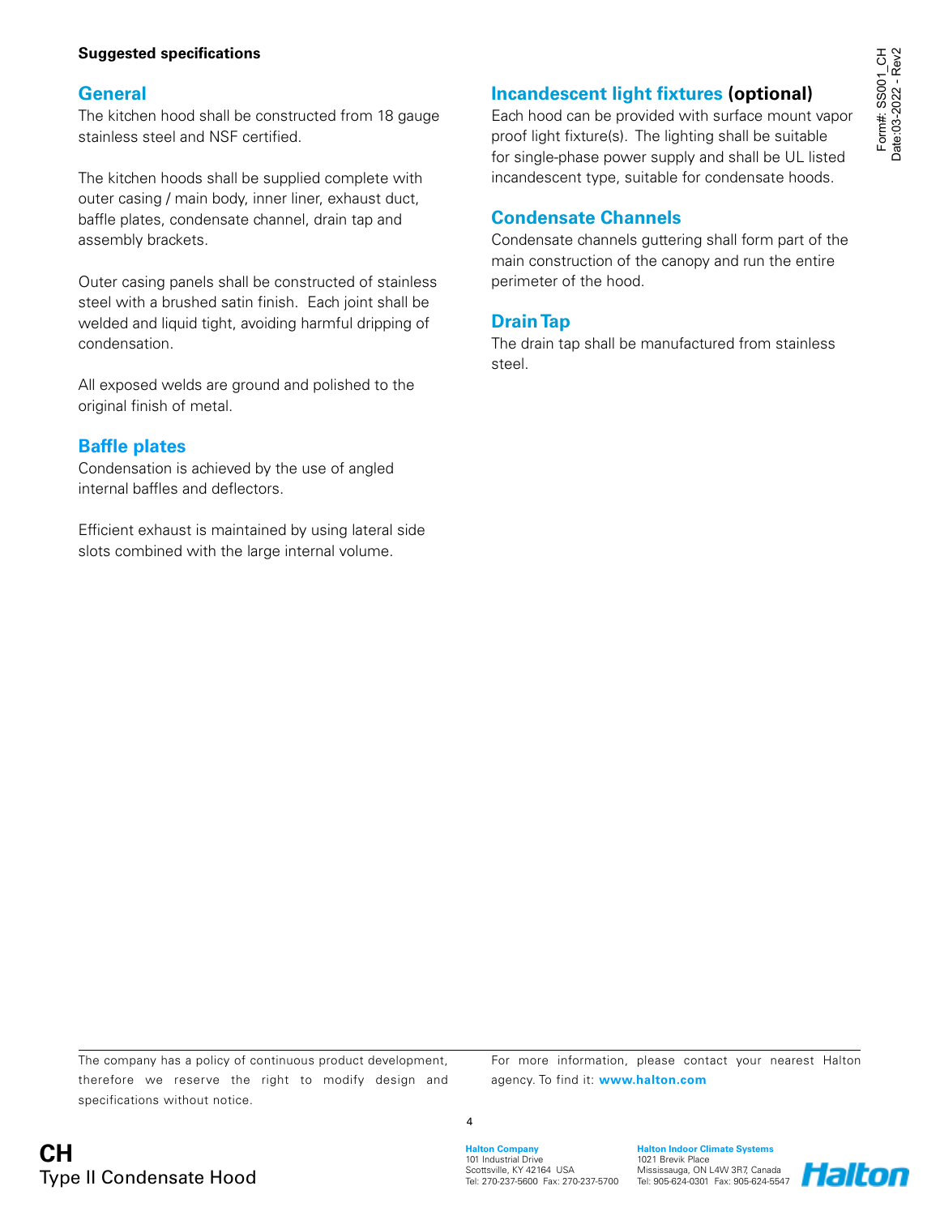**Suggested specifications**

## General

The kitchen hood shall be constructed from 18 gauge stainless steel and NSF certified.

The kitchen hoods shall be supplied complete with outer casing / main body, inner liner, exhaust duct, baffle plates, condensate channel, drain tap and assembly brackets.

Outer casing panels shall be constructed of stainless steel with a brushed satin finish. Each joint shall be welded and liquid tight, avoiding harmful dripping of condensation.

All exposed welds are ground and polished to the original finish of metal.

## Baffle plates

Condensation is achieved by the use of angled internal baffles and deflectors.

Efficient exhaust is maintained by using lateral side slots combined with the large internal volume.

## Incandescent light fixtures **(optional)**

Each hood can be provided with surface mount vapor proof light fixture(s). The lighting shall be suitable for single-phase power supply and shall be UL listed incandescent type, suitable for condensate hoods.

## Condensate Channels

Condensate channels guttering shall form part of the main construction of the canopy and run the entire perimeter of the hood.

## Drain Tap

The drain tap shall be manufactured from stainless steel.

The company has a policy of continuous product development, therefore we reserve the right to modify design and specifications without notice.

For more information, please contact your nearest Halton agency. To find it: **www.halton.com**